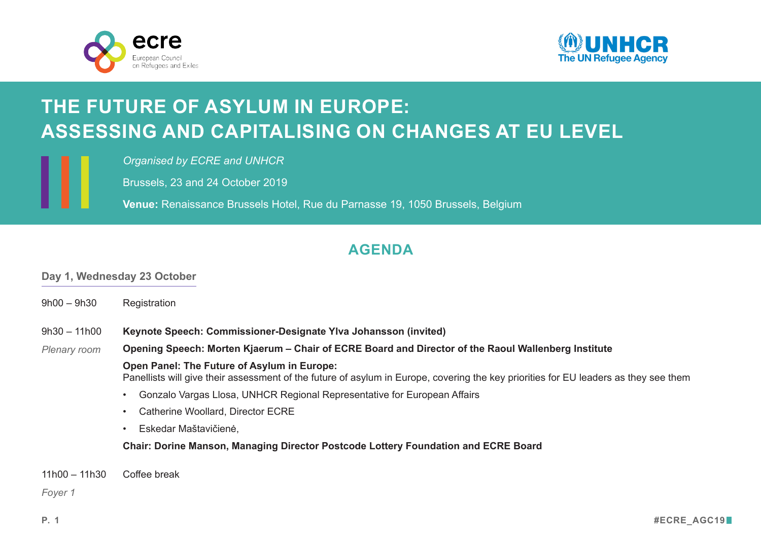ecre
European Council on Refugees and Exiles

UNHCR
The UN Refugee Agency

# THE FUTURE OF ASYLUM IN EUROPE: ASSESSING AND CAPITALISING ON CHANGES AT EU LEVEL

*Organised by ECRE and UNHCR*

Brussels, 23 and 24 October 2019

**Venue:** Renaissance Brussels Hotel, Rue du Parnasse 19, 1050 Brussels, Belgium

## AGENDA

### Day 1, Wednesday 23 October

9h00 – 9h30 Registration

9h30 – 11h00
*Plenary room*

**Keynote Speech: Commissioner-Designate Ylva Johansson (invited)**

**Opening Speech: Morten Kjaerum – Chair of ECRE Board and Director of the Raoul Wallenberg Institute**

**Open Panel: The Future of Asylum in Europe:**
Panellists will give their assessment of the future of asylum in Europe, covering the key priorities for EU leaders as they see them

- Gonzalo Vargas Llosa, UNHCR Regional Representative for European Affairs
- Catherine Woollard, Director ECRE
- Eskedar Maštavičiené,

**Chair: Dorine Manson, Managing Director Postcode Lottery Foundation and ECRE Board**

11h00 – 11h30 Coffee break
*Foyer 1*

#ECRE_AGC19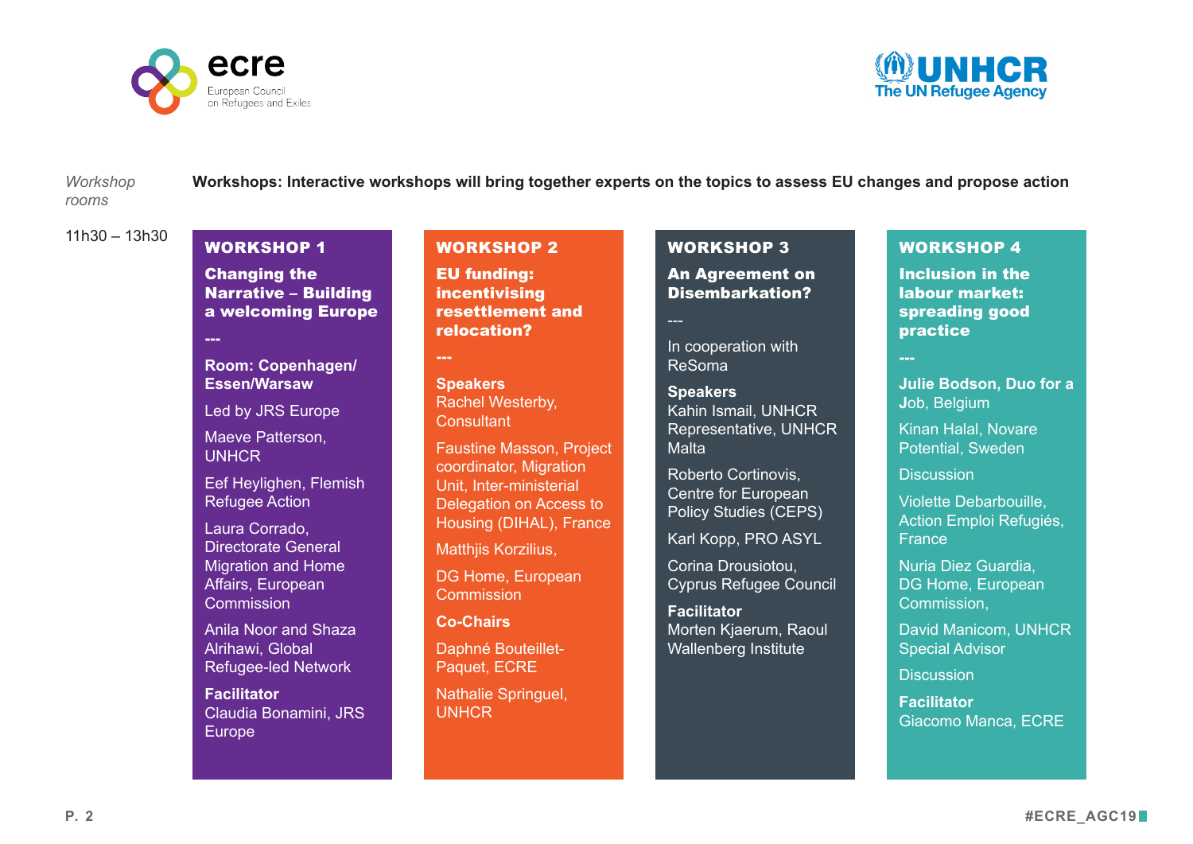*Workshop rooms*

**Workshops: Interactive workshops will bring together experts on the topics to assess EU changes and propose action**

11h30 – 13h30

## WORKSHOP 1

### Changing the Narrative – Building a welcoming Europe

---

**Room: Copenhagen/ Essen/Warsaw**

Led by JRS Europe

Maeve Patterson, UNHCR

Eef Heylighen, Flemish Refugee Action

Laura Corrado, Directorate General Migration and Home Affairs, European Commission

Anila Noor and Shaza Alrihawi, Global Refugee-led Network

**Facilitator**
Claudia Bonamini, JRS Europe

## WORKSHOP 2

### EU funding: incentivising resettlement and relocation?

---

**Speakers**
Rachel Westerby, Consultant

Faustine Masson, Project coordinator, Migration Unit, Inter-ministerial Delegation on Access to Housing (DIHAL), France

Matthjis Korzilius,

DG Home, European Commission

**Co-Chairs**

Daphné Bouteillet-Paquet, ECRE

Nathalie Springuel, UNHCR

## WORKSHOP 3

### An Agreement on Disembarkation?

---

In cooperation with ReSoma

**Speakers**
Kahin Ismail, UNHCR Representative, UNHCR Malta

Roberto Cortinovis, Centre for European Policy Studies (CEPS)

Karl Kopp, PRO ASYL

Corina Drousiotou, Cyprus Refugee Council

**Facilitator**
Morten Kjaerum, Raoul Wallenberg Institute

## WORKSHOP 4

### Inclusion in the labour market: spreading good practice

---

**Julie Bodson, Duo for a Job, Belgium**

Kinan Halal, Novare Potential, Sweden

Discussion

Violette Debarbouille, Action Emploi Refugiés, France

Nuria Diez Guardia, DG Home, European Commission,

David Manicom, UNHCR Special Advisor

Discussion

**Facilitator**
Giacomo Manca, ECRE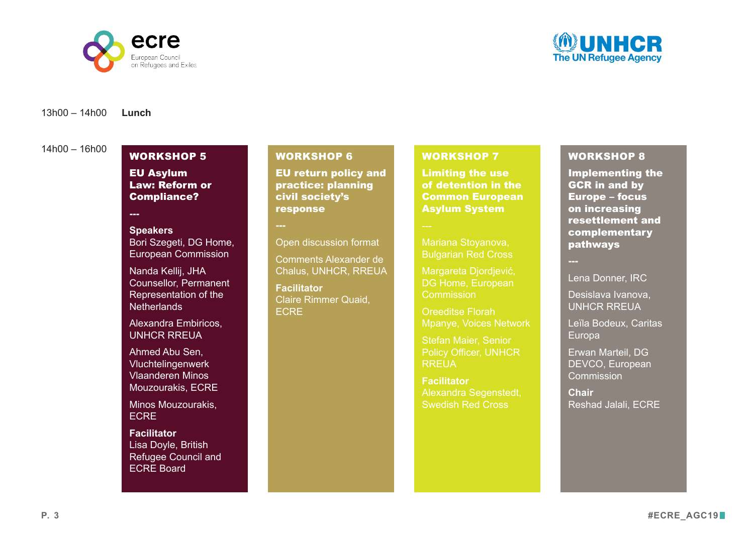13h00 – 14h00 **Lunch**

14h00 – 16h00

### WORKSHOP 5

**EU Asylum Law: Reform or Compliance?**

---

**Speakers**

Bori Szegeti, DG Home, European Commission

Nanda Kellij, JHA Counsellor, Permanent Representation of the Netherlands

Alexandra Embiricos, UNHCR RREUA

Ahmed Abu Sen, Vluchtelingenwerk Vlaanderen Minos Mouzourakis, ECRE

Minos Mouzourakis, ECRE

**Facilitator**
Lisa Doyle, British Refugee Council and ECRE Board

### WORKSHOP 6

**EU return policy and practice: planning civil society's response**

---

Open discussion format

Comments Alexander de Chalus, UNHCR, RREUA

**Facilitator**
Claire Rimmer Quaid, ECRE

### WORKSHOP 7

**Limiting the use of detention in the Common European Asylum System**

---

Mariana Stoyanova, Bulgarian Red Cross

Margareta Djordjević, DG Home, European Commission

Oreeditse Florah Mpanye, Voices Network

Stefan Maier, Senior Policy Officer, UNHCR RREUA

**Facilitator**
Alexandra Segenstedt, Swedish Red Cross

### WORKSHOP 8

**Implementing the GCR in and by Europe – focus on increasing resettlement and complementary pathways**

---

Lena Donner, IRC

Desislava Ivanova, UNHCR RREUA

Leïla Bodeux, Caritas Europa

Erwan Marteil, DG DEVCO, European Commission

**Chair**
Reshad Jalali, ECRE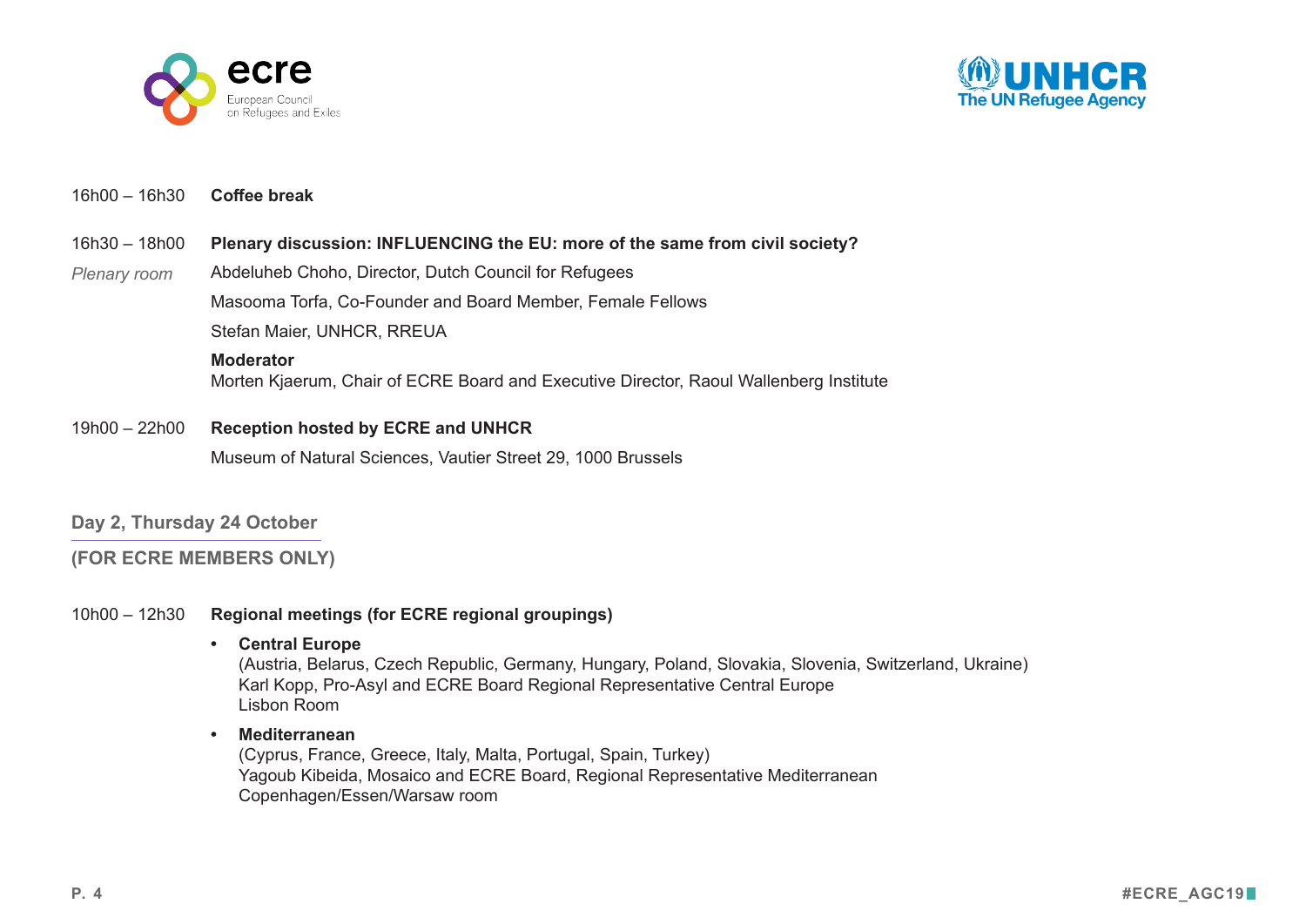16h00 – 16h30 **Coffee break**

16h30 – 18h00 **Plenary discussion: INFLUENCING the EU: more of the same from civil society?**

*Plenary room*

Abdeluheb Choho, Director, Dutch Council for Refugees

Masooma Torfa, Co-Founder and Board Member, Female Fellows

Stefan Maier, UNHCR, RREUA

**Moderator**
Morten Kjaerum, Chair of ECRE Board and Executive Director, Raoul Wallenberg Institute

19h00 – 22h00 **Reception hosted by ECRE and UNHCR**

Museum of Natural Sciences, Vautier Street 29, 1000 Brussels

## Day 2, Thursday 24 October

## (FOR ECRE MEMBERS ONLY)

10h00 – 12h30 **Regional meetings (for ECRE regional groupings)**

- **Central Europe**
  (Austria, Belarus, Czech Republic, Germany, Hungary, Poland, Slovakia, Slovenia, Switzerland, Ukraine)
  Karl Kopp, Pro-Asyl and ECRE Board Regional Representative Central Europe
  Lisbon Room
- **Mediterranean**
  (Cyprus, France, Greece, Italy, Malta, Portugal, Spain, Turkey)
  Yagoub Kibeida, Mosaico and ECRE Board, Regional Representative Mediterranean
  Copenhagen/Essen/Warsaw room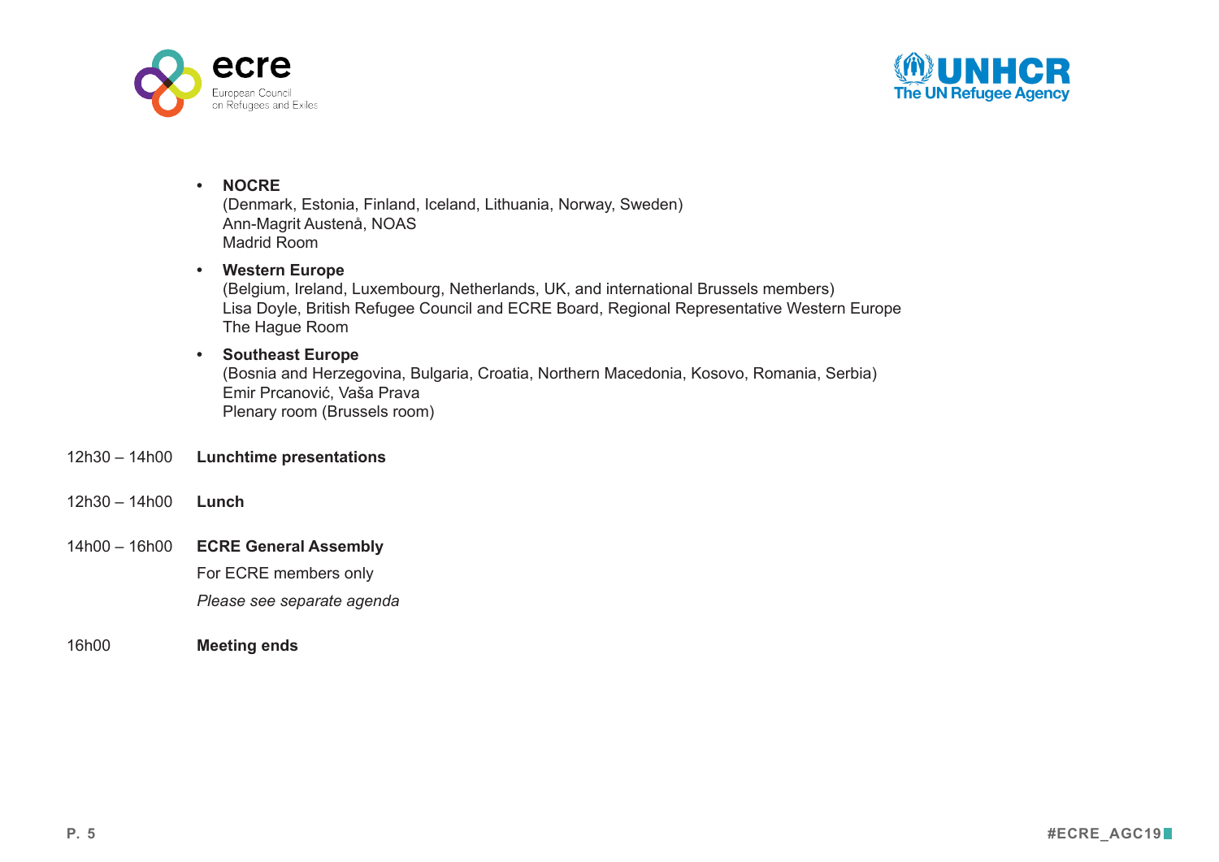- **NOCRE**
  (Denmark, Estonia, Finland, Iceland, Lithuania, Norway, Sweden)
  Ann-Magrit Austenå, NOAS
  Madrid Room
- **Western Europe**
  (Belgium, Ireland, Luxembourg, Netherlands, UK, and international Brussels members)
  Lisa Doyle, British Refugee Council and ECRE Board, Regional Representative Western Europe
  The Hague Room
- **Southeast Europe**
  (Bosnia and Herzegovina, Bulgaria, Croatia, Northern Macedonia, Kosovo, Romania, Serbia)
  Emir Prcanović, Vaša Prava
  Plenary room (Brussels room)

12h30 – 14h00 **Lunchtime presentations**

12h30 – 14h00 **Lunch**

14h00 – 16h00 **ECRE General Assembly**

For ECRE members only

*Please see separate agenda*

16h00 **Meeting ends**